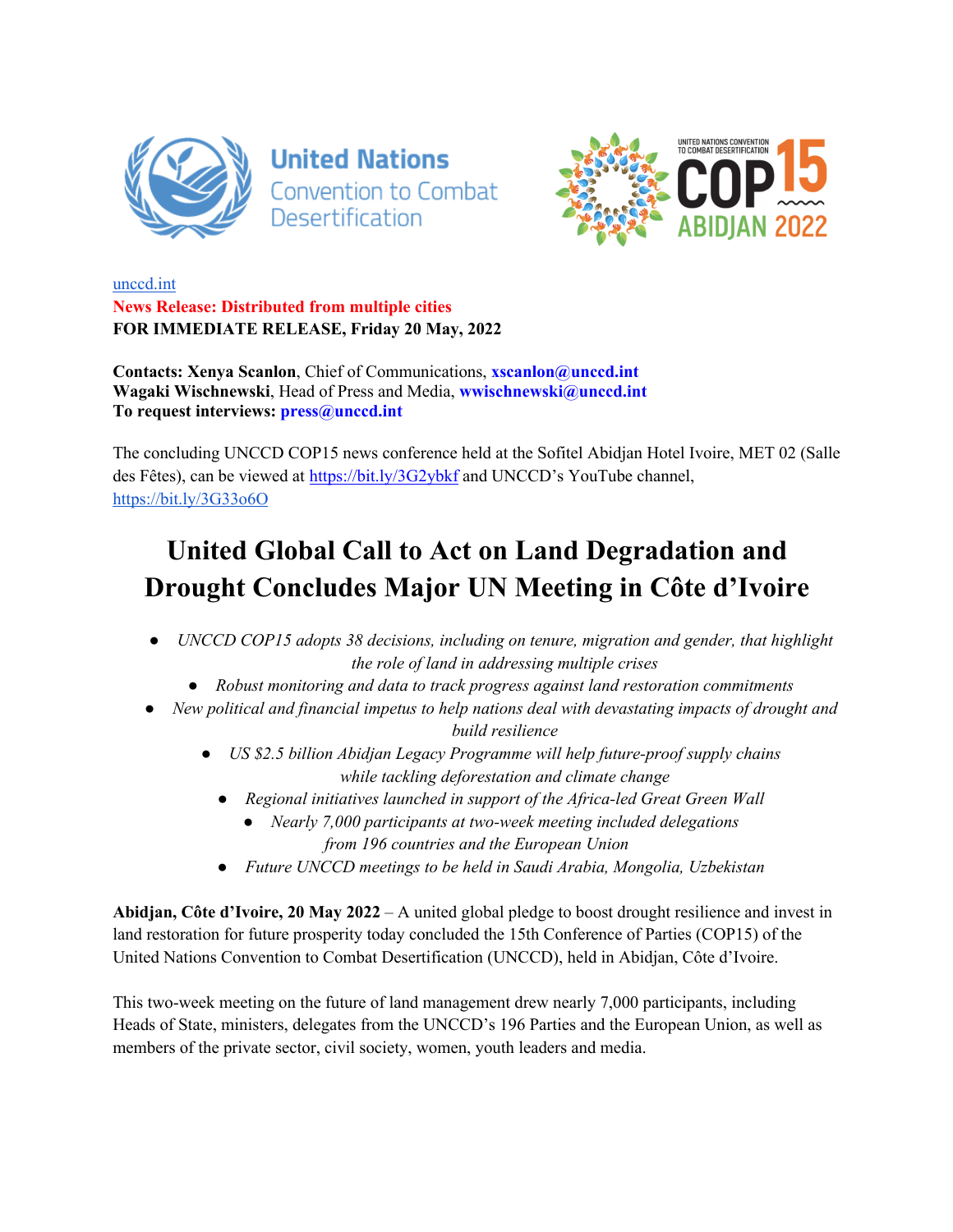unccd.int
**News Release: Distributed from multiple cities**
**FOR IMMEDIATE RELEASE, Friday 20 May, 2022**

**Contacts: Xenya Scanlon**, Chief of Communications, **xscanlon@unccd.int**
**Wagaki Wischnewski**, Head of Press and Media, **wwischnewski@unccd.int**
**To request interviews: press@unccd.int**

The concluding UNCCD COP15 news conference held at the Sofitel Abidjan Hotel Ivoire, MET 02 (Salle des Fêtes), can be viewed at https://bit.ly/3G2ybkf and UNCCD's YouTube channel, https://bit.ly/3G33o6O

# United Global Call to Act on Land Degradation and Drought Concludes Major UN Meeting in Côte d'Ivoire

- *UNCCD COP15 adopts 38 decisions, including on tenure, migration and gender, that highlight the role of land in addressing multiple crises*
- *Robust monitoring and data to track progress against land restoration commitments*
- *New political and financial impetus to help nations deal with devastating impacts of drought and build resilience*
- *US $2.5 billion Abidjan Legacy Programme will help future-proof supply chains while tackling deforestation and climate change*
- *Regional initiatives launched in support of the Africa-led Great Green Wall*
- *Nearly 7,000 participants at two-week meeting included delegations from 196 countries and the European Union*
- *Future UNCCD meetings to be held in Saudi Arabia, Mongolia, Uzbekistan*

**Abidjan, Côte d'Ivoire, 20 May 2022** – A united global pledge to boost drought resilience and invest in land restoration for future prosperity today concluded the 15th Conference of Parties (COP15) of the United Nations Convention to Combat Desertification (UNCCD), held in Abidjan, Côte d'Ivoire.

This two-week meeting on the future of land management drew nearly 7,000 participants, including Heads of State, ministers, delegates from the UNCCD's 196 Parties and the European Union, as well as members of the private sector, civil society, women, youth leaders and media.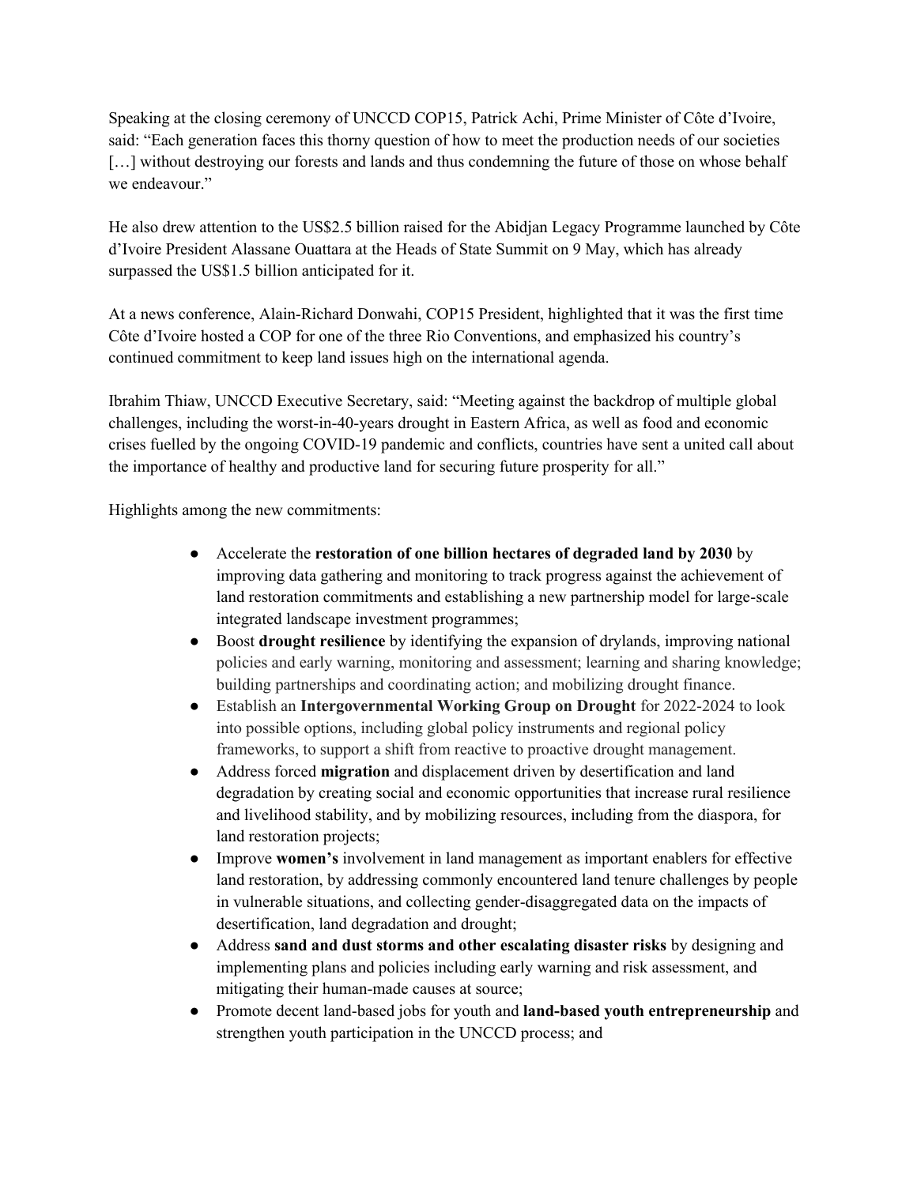Speaking at the closing ceremony of UNCCD COP15, Patrick Achi, Prime Minister of Côte d'Ivoire, said: "Each generation faces this thorny question of how to meet the production needs of our societies […] without destroying our forests and lands and thus condemning the future of those on whose behalf we endeavour."

He also drew attention to the US$2.5 billion raised for the Abidjan Legacy Programme launched by Côte d'Ivoire President Alassane Ouattara at the Heads of State Summit on 9 May, which has already surpassed the US$1.5 billion anticipated for it.

At a news conference, Alain-Richard Donwahi, COP15 President, highlighted that it was the first time Côte d'Ivoire hosted a COP for one of the three Rio Conventions, and emphasized his country's continued commitment to keep land issues high on the international agenda.

Ibrahim Thiaw, UNCCD Executive Secretary, said: "Meeting against the backdrop of multiple global challenges, including the worst-in-40-years drought in Eastern Africa, as well as food and economic crises fuelled by the ongoing COVID-19 pandemic and conflicts, countries have sent a united call about the importance of healthy and productive land for securing future prosperity for all."

Highlights among the new commitments:

- Accelerate the **restoration of one billion hectares of degraded land by 2030** by improving data gathering and monitoring to track progress against the achievement of land restoration commitments and establishing a new partnership model for large-scale integrated landscape investment programmes;
- Boost **drought resilience** by identifying the expansion of drylands, improving national policies and early warning, monitoring and assessment; learning and sharing knowledge; building partnerships and coordinating action; and mobilizing drought finance.
- Establish an **Intergovernmental Working Group on Drought** for 2022-2024 to look into possible options, including global policy instruments and regional policy frameworks, to support a shift from reactive to proactive drought management.
- Address forced **migration** and displacement driven by desertification and land degradation by creating social and economic opportunities that increase rural resilience and livelihood stability, and by mobilizing resources, including from the diaspora, for land restoration projects;
- Improve **women's** involvement in land management as important enablers for effective land restoration, by addressing commonly encountered land tenure challenges by people in vulnerable situations, and collecting gender-disaggregated data on the impacts of desertification, land degradation and drought;
- Address **sand and dust storms and other escalating disaster risks** by designing and implementing plans and policies including early warning and risk assessment, and mitigating their human-made causes at source;
- Promote decent land-based jobs for youth and **land-based youth entrepreneurship** and strengthen youth participation in the UNCCD process; and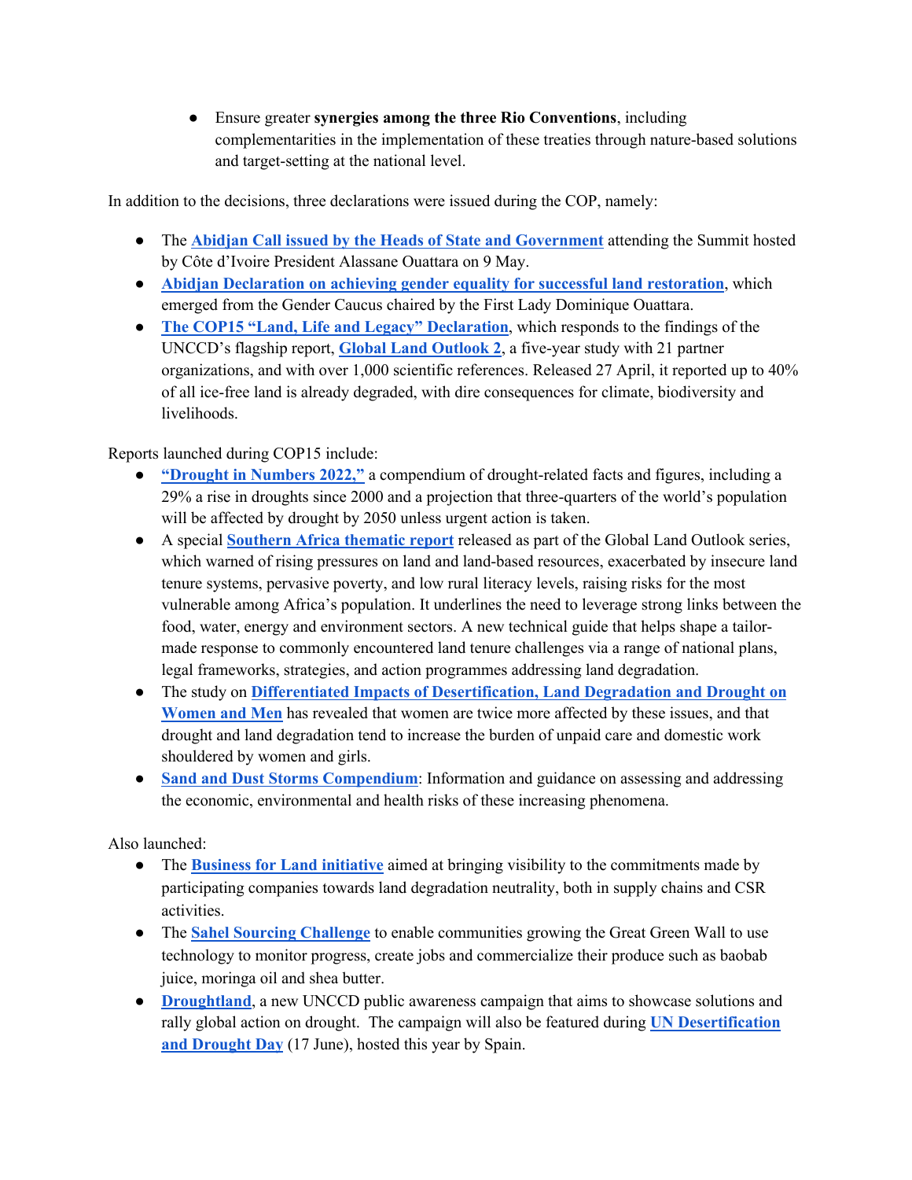- Ensure greater **synergies among the three Rio Conventions**, including complementarities in the implementation of these treaties through nature-based solutions and target-setting at the national level.

In addition to the decisions, three declarations were issued during the COP, namely:

- The **Abidjan Call issued by the Heads of State and Government** attending the Summit hosted by Côte d'Ivoire President Alassane Ouattara on 9 May.
- **Abidjan Declaration on achieving gender equality for successful land restoration**, which emerged from the Gender Caucus chaired by the First Lady Dominique Ouattara.
- **The COP15 "Land, Life and Legacy" Declaration**, which responds to the findings of the UNCCD's flagship report, **Global Land Outlook 2**, a five-year study with 21 partner organizations, and with over 1,000 scientific references. Released 27 April, it reported up to 40% of all ice-free land is already degraded, with dire consequences for climate, biodiversity and livelihoods.

Reports launched during COP15 include:

- **"Drought in Numbers 2022,"** a compendium of drought-related facts and figures, including a 29% a rise in droughts since 2000 and a projection that three-quarters of the world's population will be affected by drought by 2050 unless urgent action is taken.
- A special **Southern Africa thematic report** released as part of the Global Land Outlook series, which warned of rising pressures on land and land-based resources, exacerbated by insecure land tenure systems, pervasive poverty, and low rural literacy levels, raising risks for the most vulnerable among Africa's population. It underlines the need to leverage strong links between the food, water, energy and environment sectors. A new technical guide that helps shape a tailor-made response to commonly encountered land tenure challenges via a range of national plans, legal frameworks, strategies, and action programmes addressing land degradation.
- The study on **Differentiated Impacts of Desertification, Land Degradation and Drought on Women and Men** has revealed that women are twice more affected by these issues, and that drought and land degradation tend to increase the burden of unpaid care and domestic work shouldered by women and girls.
- **Sand and Dust Storms Compendium**: Information and guidance on assessing and addressing the economic, environmental and health risks of these increasing phenomena.

Also launched:

- The **Business for Land initiative** aimed at bringing visibility to the commitments made by participating companies towards land degradation neutrality, both in supply chains and CSR activities.
- The **Sahel Sourcing Challenge** to enable communities growing the Great Green Wall to use technology to monitor progress, create jobs and commercialize their produce such as baobab juice, moringa oil and shea butter.
- **Droughtland**, a new UNCCD public awareness campaign that aims to showcase solutions and rally global action on drought. The campaign will also be featured during **UN Desertification and Drought Day** (17 June), hosted this year by Spain.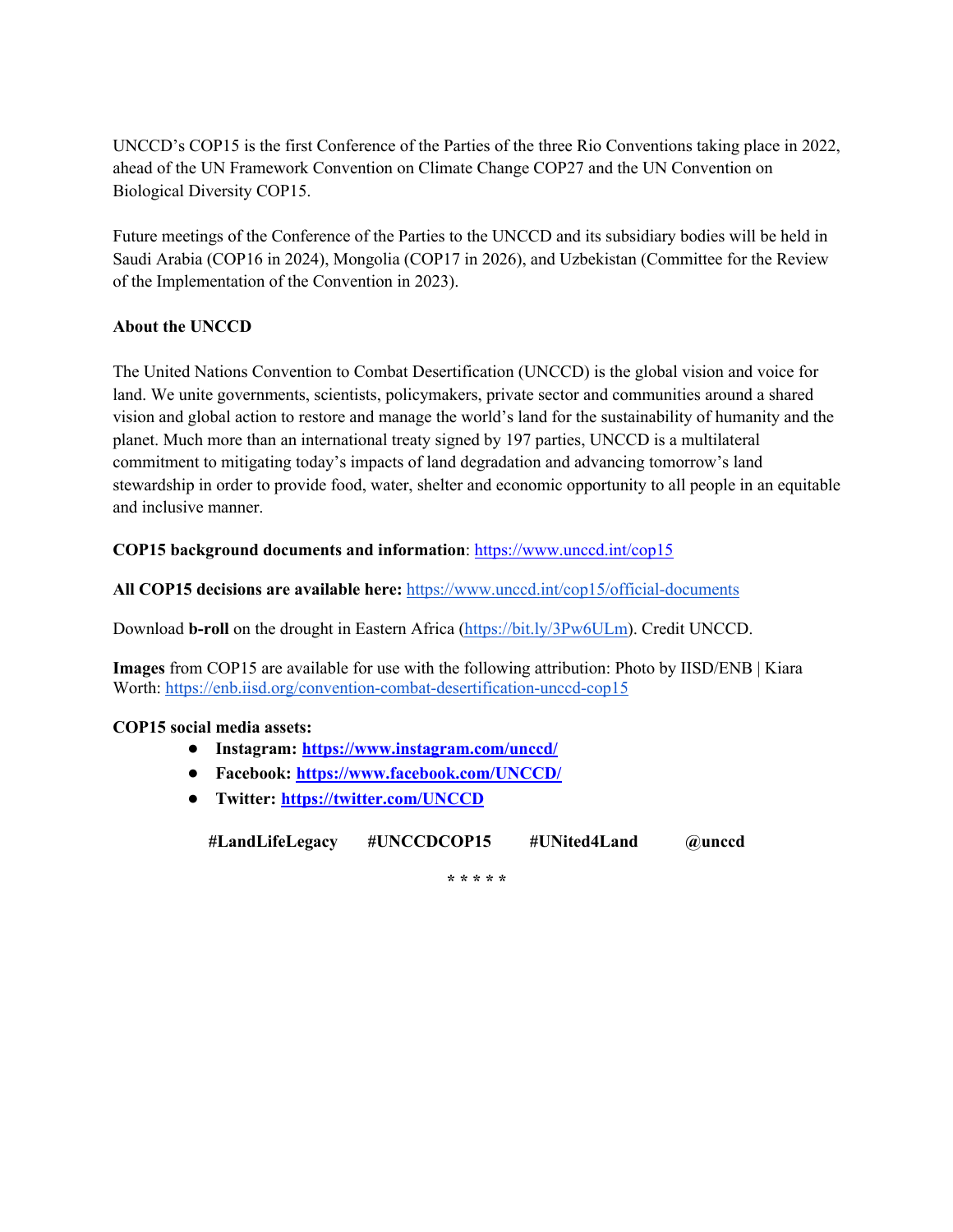UNCCD's COP15 is the first Conference of the Parties of the three Rio Conventions taking place in 2022, ahead of the UN Framework Convention on Climate Change COP27 and the UN Convention on Biological Diversity COP15.

Future meetings of the Conference of the Parties to the UNCCD and its subsidiary bodies will be held in Saudi Arabia (COP16 in 2024), Mongolia (COP17 in 2026), and Uzbekistan (Committee for the Review of the Implementation of the Convention in 2023).

**About the UNCCD**

The United Nations Convention to Combat Desertification (UNCCD) is the global vision and voice for land. We unite governments, scientists, policymakers, private sector and communities around a shared vision and global action to restore and manage the world's land for the sustainability of humanity and the planet. Much more than an international treaty signed by 197 parties, UNCCD is a multilateral commitment to mitigating today's impacts of land degradation and advancing tomorrow's land stewardship in order to provide food, water, shelter and economic opportunity to all people in an equitable and inclusive manner.

**COP15 background documents and information**: https://www.unccd.int/cop15

**All COP15 decisions are available here:** https://www.unccd.int/cop15/official-documents

Download **b-roll** on the drought in Eastern Africa (https://bit.ly/3Pw6ULm). Credit UNCCD.

**Images** from COP15 are available for use with the following attribution: Photo by IISD/ENB | Kiara Worth: https://enb.iisd.org/convention-combat-desertification-unccd-cop15

**COP15 social media assets:**

- **Instagram: https://www.instagram.com/unccd/**
- **Facebook: https://www.facebook.com/UNCCD/**
- **Twitter: https://twitter.com/UNCCD**

**#LandLifeLegacy #UNCCDCOP15 #UNited4Land @unccd**

* * * * *